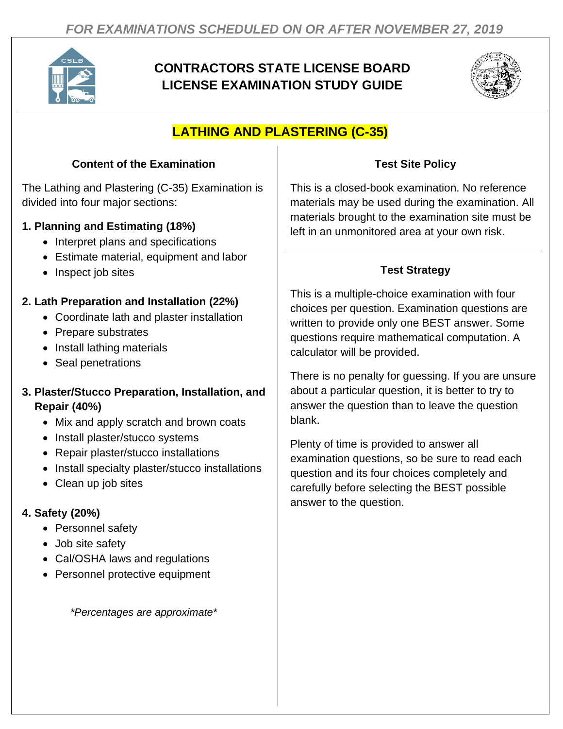*FOR EXAMINATIONS SCHEDULED ON OR AFTER NOVEMBER 27, 2019*

# CONTRACTORS STATE LICENSE BOARD LICENSE EXAMINATION STUDY GUIDE

## LATHING AND PLASTERING (C-35)

### Content of the Examination

The Lathing and Plastering (C-35) Examination is divided into four major sections:

**1. Planning and Estimating (18%)**

- Interpret plans and specifications
- Estimate material, equipment and labor
- Inspect job sites

**2. Lath Preparation and Installation (22%)**

- Coordinate lath and plaster installation
- Prepare substrates
- Install lathing materials
- Seal penetrations

**3. Plaster/Stucco Preparation, Installation, and Repair (40%)**

- Mix and apply scratch and brown coats
- Install plaster/stucco systems
- Repair plaster/stucco installations
- Install specialty plaster/stucco installations
- Clean up job sites

**4. Safety (20%)**

- Personnel safety
- Job site safety
- Cal/OSHA laws and regulations
- Personnel protective equipment

*\*Percentages are approximate\**

### Test Site Policy

This is a closed-book examination. No reference materials may be used during the examination. All materials brought to the examination site must be left in an unmonitored area at your own risk.

### Test Strategy

This is a multiple-choice examination with four choices per question. Examination questions are written to provide only one BEST answer. Some questions require mathematical computation. A calculator will be provided.

There is no penalty for guessing. If you are unsure about a particular question, it is better to try to answer the question than to leave the question blank.

Plenty of time is provided to answer all examination questions, so be sure to read each question and its four choices completely and carefully before selecting the BEST possible answer to the question.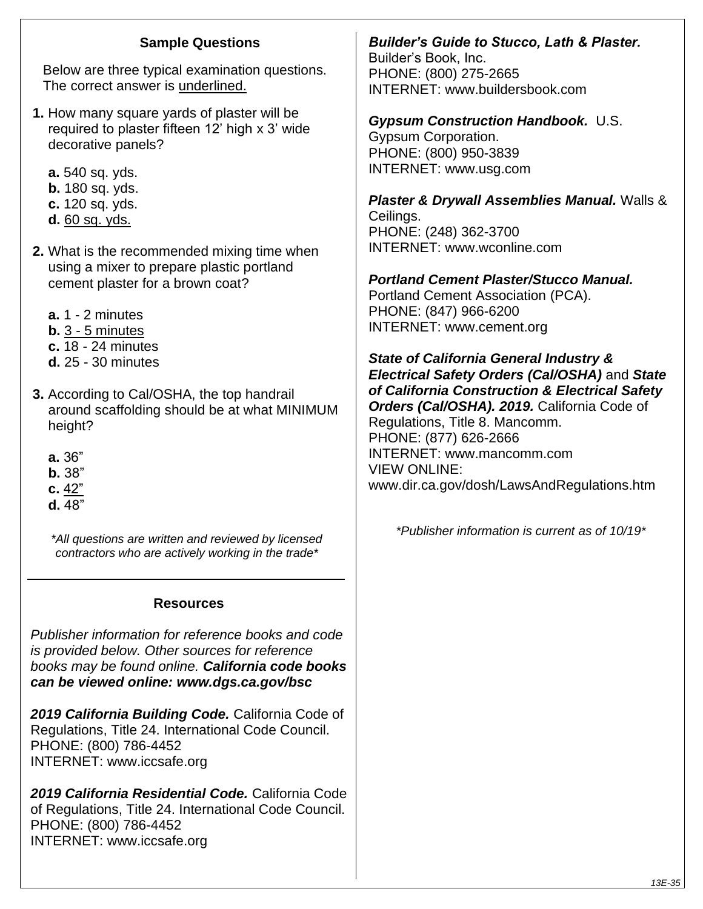## Sample Questions

Below are three typical examination questions. The correct answer is <u>underlined.</u>

**1.** How many square yards of plaster will be required to plaster fifteen 12' high x 3' wide decorative panels?

**a.** 540 sq. yds.
**b.** 180 sq. yds.
**c.** 120 sq. yds.
**d.** <u>60 sq. yds.</u>

**2.** What is the recommended mixing time when using a mixer to prepare plastic portland cement plaster for a brown coat?

**a.** 1 - 2 minutes
**b.** <u>3 - 5 minutes</u>
**c.** 18 - 24 minutes
**d.** 25 - 30 minutes

**3.** According to Cal/OSHA, the top handrail around scaffolding should be at what MINIMUM height?

**a.** 36"
**b.** 38"
**c.** <u>42"</u>
**d.** 48"

*\*All questions are written and reviewed by licensed contractors who are actively working in the trade\**

---

## Resources

*Publisher information for reference books and code is provided below. Other sources for reference books may be found online.* ***California code books can be viewed online: www.dgs.ca.gov/bsc***

***2019 California Building Code.*** California Code of Regulations, Title 24. International Code Council.
PHONE: (800) 786-4452
INTERNET: www.iccsafe.org

***2019 California Residential Code.*** California Code of Regulations, Title 24. International Code Council.
PHONE: (800) 786-4452
INTERNET: www.iccsafe.org

***Builder's Guide to Stucco, Lath & Plaster.***
Builder's Book, Inc.
PHONE: (800) 275-2665
INTERNET: www.buildersbook.com

***Gypsum Construction Handbook.*** U.S. Gypsum Corporation.
PHONE: (800) 950-3839
INTERNET: www.usg.com

***Plaster & Drywall Assemblies Manual.*** Walls & Ceilings.
PHONE: (248) 362-3700
INTERNET: www.wconline.com

***Portland Cement Plaster/Stucco Manual.***
Portland Cement Association (PCA).
PHONE: (847) 966-6200
INTERNET: www.cement.org

***State of California General Industry & Electrical Safety Orders (Cal/OSHA)*** and ***State of California Construction & Electrical Safety Orders (Cal/OSHA). 2019.*** California Code of Regulations, Title 8. Mancomm.
PHONE: (877) 626-2666
INTERNET: www.mancomm.com
VIEW ONLINE:
www.dir.ca.gov/dosh/LawsAndRegulations.htm

*\*Publisher information is current as of 10/19\**